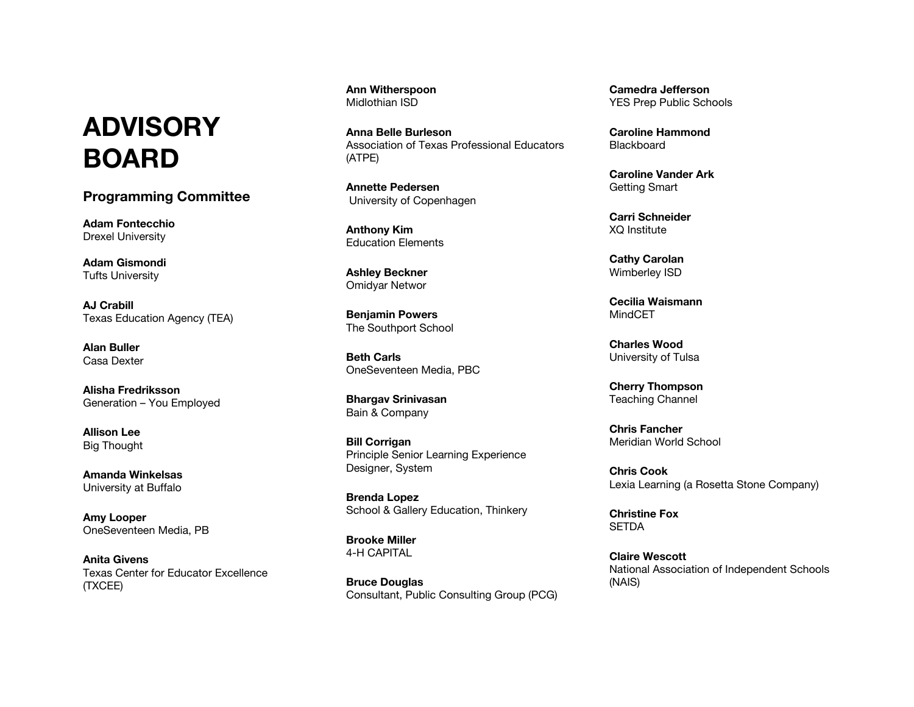# ADVISORY BOARD

## Programming Committee

**Adam Fontecchio**
Drexel University

**Adam Gismondi**
Tufts University

**AJ Crabill**
Texas Education Agency (TEA)

**Alan Buller**
Casa Dexter

**Alisha Fredriksson**
Generation – You Employed

**Allison Lee**
Big Thought

**Amanda Winkelsas**
University at Buffalo

**Amy Looper**
OneSeventeen Media, PB

**Anita Givens**
Texas Center for Educator Excellence (TXCEE)

**Ann Witherspoon**
Midlothian ISD

**Anna Belle Burleson**
Association of Texas Professional Educators (ATPE)

**Annette Pedersen**
University of Copenhagen

**Anthony Kim**
Education Elements

**Ashley Beckner**
Omidyar Networ

**Benjamin Powers**
The Southport School

**Beth Carls**
OneSeventeen Media, PBC

**Bhargav Srinivasan**
Bain & Company

**Bill Corrigan**
Principle Senior Learning Experience Designer, System

**Brenda Lopez**
School & Gallery Education, Thinkery

**Brooke Miller**
4-H CAPITAL

**Bruce Douglas**
Consultant, Public Consulting Group (PCG)

**Camedra Jefferson**
YES Prep Public Schools

**Caroline Hammond**
Blackboard

**Caroline Vander Ark**
Getting Smart

**Carri Schneider**
XQ Institute

**Cathy Carolan**
Wimberley ISD

**Cecilia Waismann**
MindCET

**Charles Wood**
University of Tulsa

**Cherry Thompson**
Teaching Channel

**Chris Fancher**
Meridian World School

**Chris Cook**
Lexia Learning (a Rosetta Stone Company)

**Christine Fox**
SETDA

**Claire Wescott**
National Association of Independent Schools (NAIS)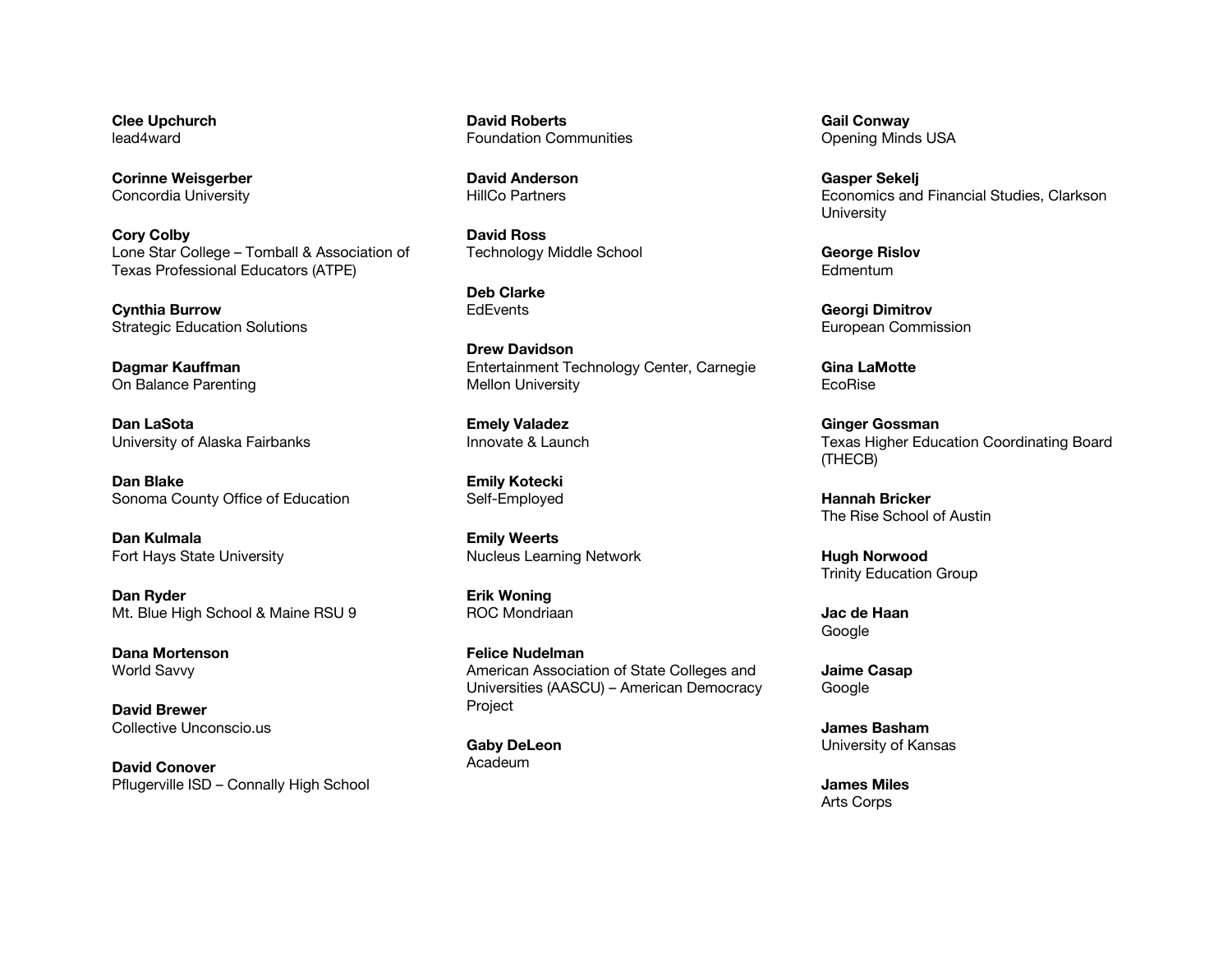**Clee Upchurch**
lead4ward

**Corinne Weisgerber**
Concordia University

**Cory Colby**
Lone Star College – Tomball & Association of Texas Professional Educators (ATPE)

**Cynthia Burrow**
Strategic Education Solutions

**Dagmar Kauffman**
On Balance Parenting

**Dan LaSota**
University of Alaska Fairbanks

**Dan Blake**
Sonoma County Office of Education

**Dan Kulmala**
Fort Hays State University

**Dan Ryder**
Mt. Blue High School & Maine RSU 9

**Dana Mortenson**
World Savvy

**David Brewer**
Collective Unconscio.us

**David Conover**
Pflugerville ISD – Connally High School

**David Roberts**
Foundation Communities

**David Anderson**
HillCo Partners

**David Ross**
Technology Middle School

**Deb Clarke**
EdEvents

**Drew Davidson**
Entertainment Technology Center, Carnegie Mellon University

**Emely Valadez**
Innovate & Launch

**Emily Kotecki**
Self-Employed

**Emily Weerts**
Nucleus Learning Network

**Erik Woning**
ROC Mondriaan

**Felice Nudelman**
American Association of State Colleges and Universities (AASCU) – American Democracy Project

**Gaby DeLeon**
Acadeum

**Gail Conway**
Opening Minds USA

**Gasper Sekelj**
Economics and Financial Studies, Clarkson University

**George Rislov**
Edmentum

**Georgi Dimitrov**
European Commission

**Gina LaMotte**
EcoRise

**Ginger Gossman**
Texas Higher Education Coordinating Board (THECB)

**Hannah Bricker**
The Rise School of Austin

**Hugh Norwood**
Trinity Education Group

**Jac de Haan**
Google

**Jaime Casap**
Google

**James Basham**
University of Kansas

**James Miles**
Arts Corps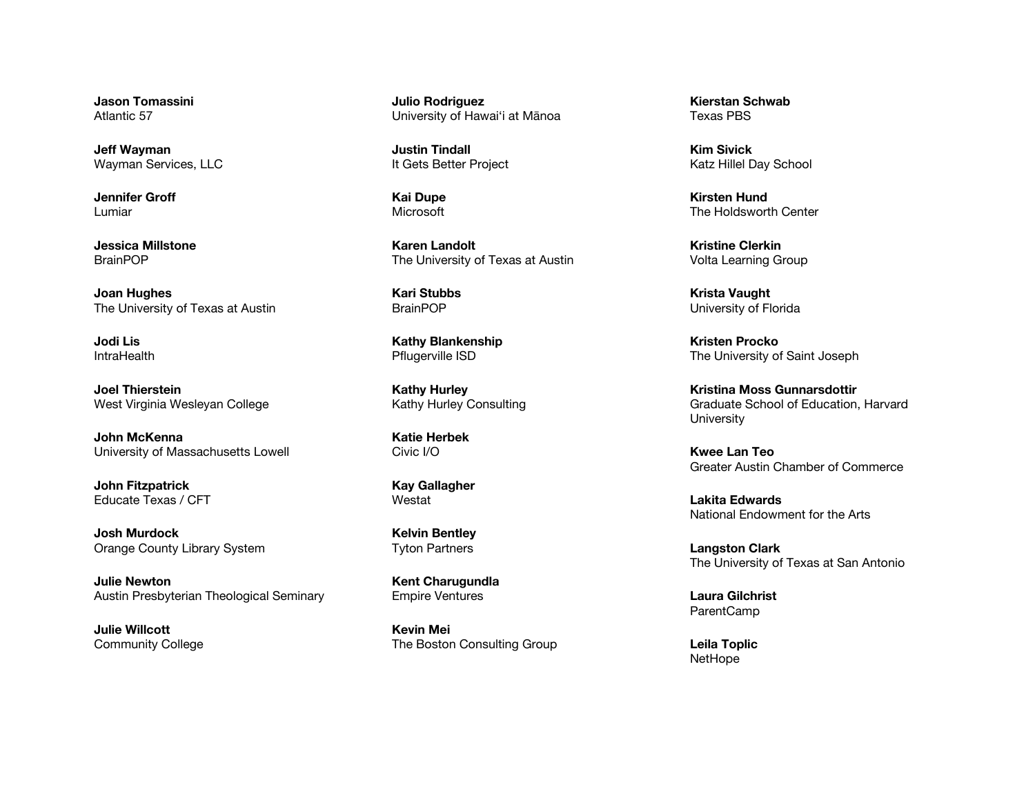**Jason Tomassini**
Atlantic 57

**Jeff Wayman**
Wayman Services, LLC

**Jennifer Groff**
Lumiar

**Jessica Millstone**
BrainPOP

**Joan Hughes**
The University of Texas at Austin

**Jodi Lis**
IntraHealth

**Joel Thierstein**
West Virginia Wesleyan College

**John McKenna**
University of Massachusetts Lowell

**John Fitzpatrick**
Educate Texas / CFT

**Josh Murdock**
Orange County Library System

**Julie Newton**
Austin Presbyterian Theological Seminary

**Julie Willcott**
Community College

**Julio Rodriguez**
University of Hawai‘i at Mānoa

**Justin Tindall**
It Gets Better Project

**Kai Dupe**
Microsoft

**Karen Landolt**
The University of Texas at Austin

**Kari Stubbs**
BrainPOP

**Kathy Blankenship**
Pflugerville ISD

**Kathy Hurley**
Kathy Hurley Consulting

**Katie Herbek**
Civic I/O

**Kay Gallagher**
Westat

**Kelvin Bentley**
Tyton Partners

**Kent Charugundla**
Empire Ventures

**Kevin Mei**
The Boston Consulting Group

**Kierstan Schwab**
Texas PBS

**Kim Sivick**
Katz Hillel Day School

**Kirsten Hund**
The Holdsworth Center

**Kristine Clerkin**
Volta Learning Group

**Krista Vaught**
University of Florida

**Kristen Procko**
The University of Saint Joseph

**Kristina Moss Gunnarsdottir**
Graduate School of Education, Harvard University

**Kwee Lan Teo**
Greater Austin Chamber of Commerce

**Lakita Edwards**
National Endowment for the Arts

**Langston Clark**
The University of Texas at San Antonio

**Laura Gilchrist**
ParentCamp

**Leila Toplic**
NetHope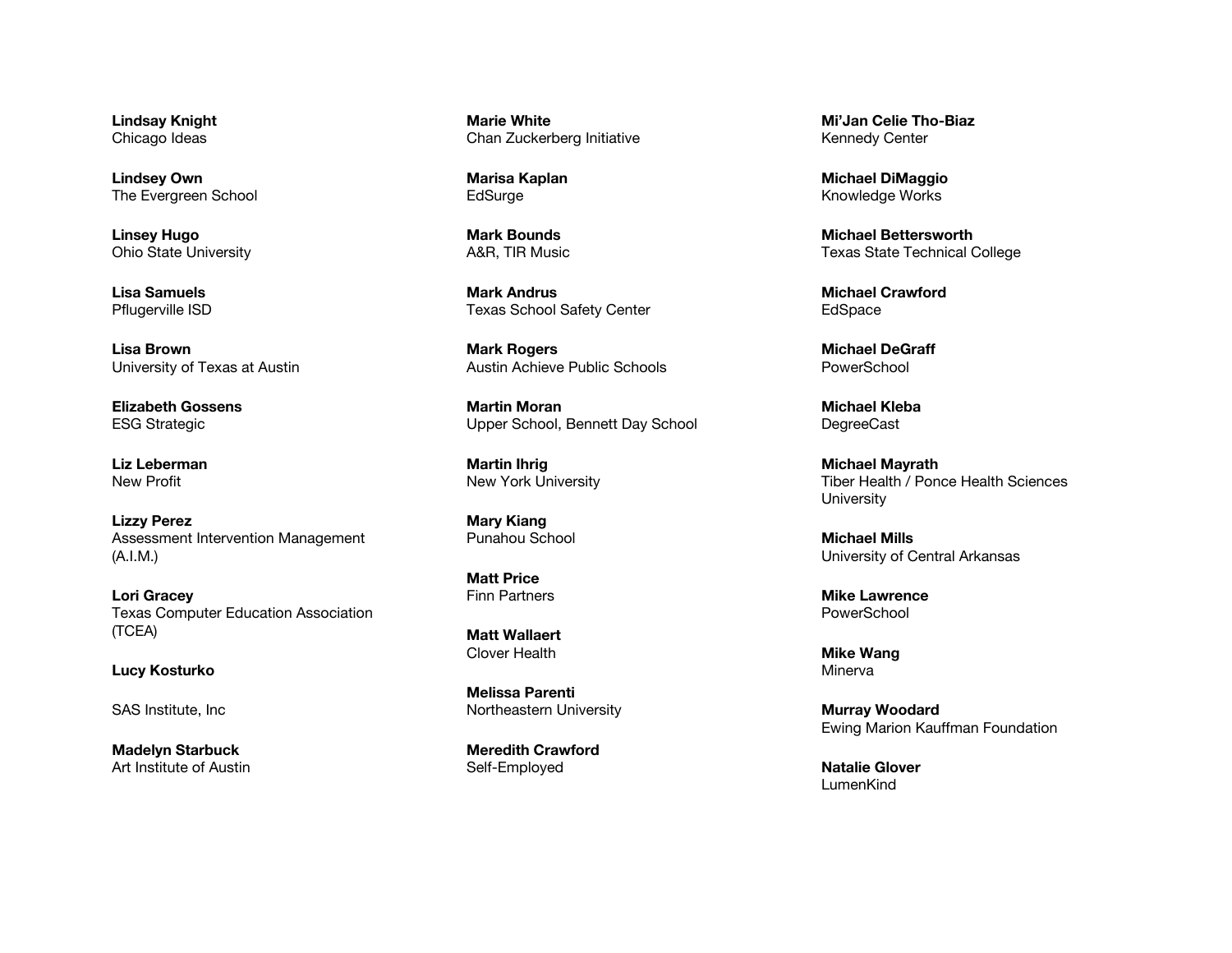**Lindsay Knight**
Chicago Ideas

**Lindsey Own**
The Evergreen School

**Linsey Hugo**
Ohio State University

**Lisa Samuels**
Pflugerville ISD

**Lisa Brown**
University of Texas at Austin

**Elizabeth Gossens**
ESG Strategic

**Liz Leberman**
New Profit

**Lizzy Perez**
Assessment Intervention Management (A.I.M.)

**Lori Gracey**
Texas Computer Education Association (TCEA)

**Lucy Kosturko**

SAS Institute, Inc

**Madelyn Starbuck**
Art Institute of Austin

**Marie White**
Chan Zuckerberg Initiative

**Marisa Kaplan**
EdSurge

**Mark Bounds**
A&R, TIR Music

**Mark Andrus**
Texas School Safety Center

**Mark Rogers**
Austin Achieve Public Schools

**Martin Moran**
Upper School, Bennett Day School

**Martin Ihrig**
New York University

**Mary Kiang**
Punahou School

**Matt Price**
Finn Partners

**Matt Wallaert**
Clover Health

**Melissa Parenti**
Northeastern University

**Meredith Crawford**
Self-Employed

**Mi'Jan Celie Tho-Biaz**
Kennedy Center

**Michael DiMaggio**
Knowledge Works

**Michael Bettersworth**
Texas State Technical College

**Michael Crawford**
EdSpace

**Michael DeGraff**
PowerSchool

**Michael Kleba**
DegreeCast

**Michael Mayrath**
Tiber Health / Ponce Health Sciences University

**Michael Mills**
University of Central Arkansas

**Mike Lawrence**
PowerSchool

**Mike Wang**
Minerva

**Murray Woodard**
Ewing Marion Kauffman Foundation

**Natalie Glover**
LumenKind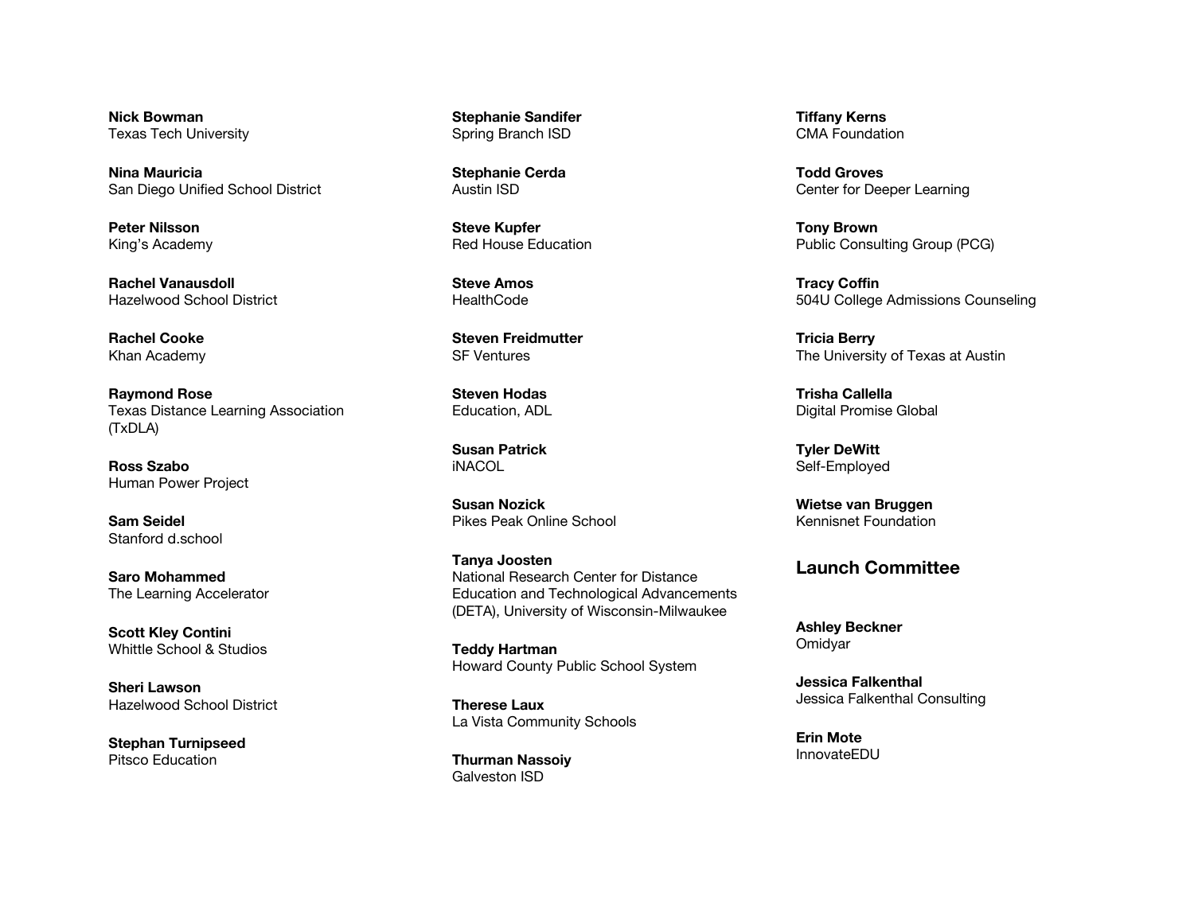**Nick Bowman**
Texas Tech University

**Nina Mauricia**
San Diego Unified School District

**Peter Nilsson**
King's Academy

**Rachel Vanausdoll**
Hazelwood School District

**Rachel Cooke**
Khan Academy

**Raymond Rose**
Texas Distance Learning Association (TxDLA)

**Ross Szabo**
Human Power Project

**Sam Seidel**
Stanford d.school

**Saro Mohammed**
The Learning Accelerator

**Scott Kley Contini**
Whittle School & Studios

**Sheri Lawson**
Hazelwood School District

**Stephan Turnipseed**
Pitsco Education

**Stephanie Sandifer**
Spring Branch ISD

**Stephanie Cerda**
Austin ISD

**Steve Kupfer**
Red House Education

**Steve Amos**
HealthCode

**Steven Freidmutter**
SF Ventures

**Steven Hodas**
Education, ADL

**Susan Patrick**
iNACOL

**Susan Nozick**
Pikes Peak Online School

**Tanya Joosten**
National Research Center for Distance Education and Technological Advancements (DETA), University of Wisconsin-Milwaukee

**Teddy Hartman**
Howard County Public School System

**Therese Laux**
La Vista Community Schools

**Thurman Nassoiy**
Galveston ISD

**Tiffany Kerns**
CMA Foundation

**Todd Groves**
Center for Deeper Learning

**Tony Brown**
Public Consulting Group (PCG)

**Tracy Coffin**
504U College Admissions Counseling

**Tricia Berry**
The University of Texas at Austin

**Trisha Callella**
Digital Promise Global

**Tyler DeWitt**
Self-Employed

**Wietse van Bruggen**
Kennisnet Foundation

## Launch Committee

**Ashley Beckner**
Omidyar

**Jessica Falkenthal**
Jessica Falkenthal Consulting

**Erin Mote**
InnovateEDU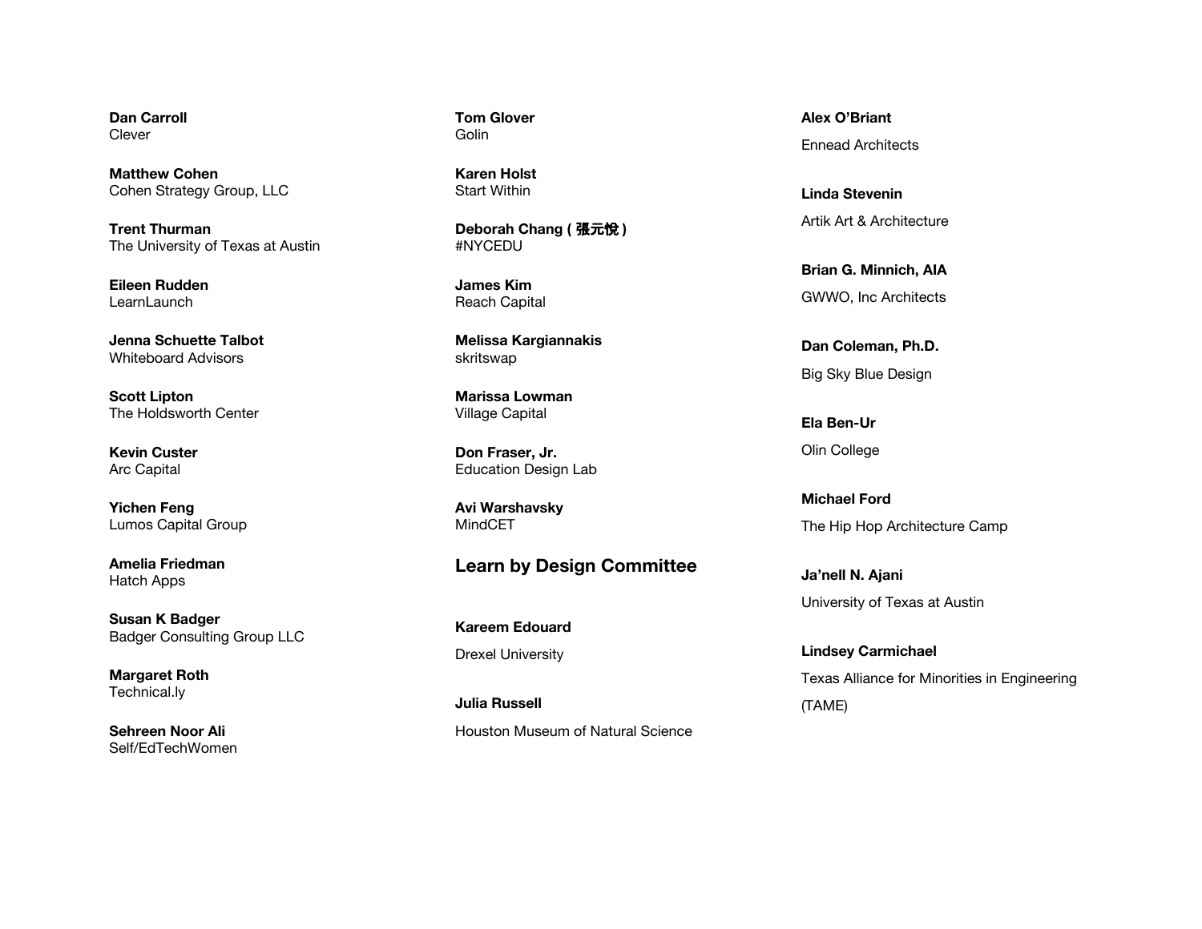**Dan Carroll**
Clever

**Matthew Cohen**
Cohen Strategy Group, LLC

**Trent Thurman**
The University of Texas at Austin

**Eileen Rudden**
LearnLaunch

**Jenna Schuette Talbot**
Whiteboard Advisors

**Scott Lipton**
The Holdsworth Center

**Kevin Custer**
Arc Capital

**Yichen Feng**
Lumos Capital Group

**Amelia Friedman**
Hatch Apps

**Susan K Badger**
Badger Consulting Group LLC

**Margaret Roth**
Technical.ly

**Sehreen Noor Ali**
Self/EdTechWomen

**Tom Glover**
Golin

**Karen Holst**
Start Within

**Deborah Chang ( 張元悅 )**
#NYCEDU

**James Kim**
Reach Capital

**Melissa Kargiannakis**
skritswap

**Marissa Lowman**
Village Capital

**Don Fraser, Jr.**
Education Design Lab

**Avi Warshavsky**
MindCET

## Learn by Design Committee

**Kareem Edouard**
Drexel University

**Julia Russell**
Houston Museum of Natural Science

**Alex O'Briant**
Ennead Architects

**Linda Stevenin**
Artik Art & Architecture

**Brian G. Minnich, AIA**
GWWO, Inc Architects

**Dan Coleman, Ph.D.**
Big Sky Blue Design

**Ela Ben-Ur**
Olin College

**Michael Ford**
The Hip Hop Architecture Camp

**Ja'nell N. Ajani**
University of Texas at Austin

**Lindsey Carmichael**
Texas Alliance for Minorities in Engineering (TAME)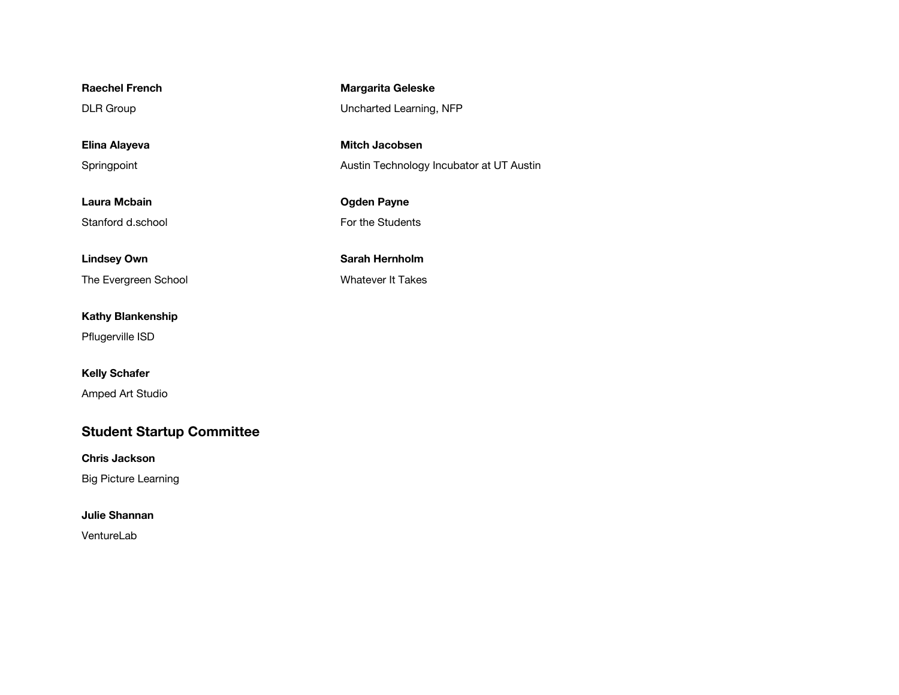**Raechel French**

DLR Group

**Elina Alayeva**

Springpoint

**Laura Mcbain**

Stanford d.school

**Lindsey Own**

The Evergreen School

**Kathy Blankenship**

Pflugerville ISD

**Kelly Schafer**

Amped Art Studio

**Margarita Geleske**

Uncharted Learning, NFP

**Mitch Jacobsen**

Austin Technology Incubator at UT Austin

**Ogden Payne**

For the Students

**Sarah Hernholm**

Whatever It Takes

## Student Startup Committee

**Chris Jackson**

Big Picture Learning

**Julie Shannan**

VentureLab